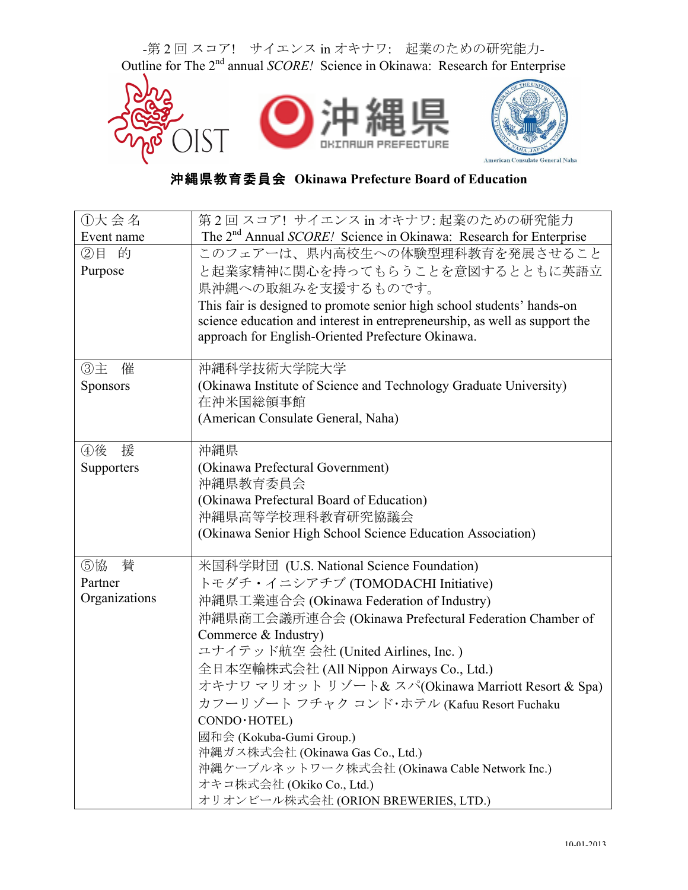-第 2 回 スコア!　サイエンス in オキナワ:　起業のための研究能力-

Outline for The 2nd annual *SCORE!* Science in Okinawa: Research for Enterprise

**沖縄県教育委員会 Okinawa Prefecture Board of Education**

| ①大 会 名<br>Event name | 第 2 回 スコア! サイエンス in オキナワ: 起業のための研究能力<br>The 2nd Annual *SCORE!* Science in Okinawa: Research for Enterprise |
|---|---|
| ②目　的<br>Purpose | このフェアーは、県内高校生への体験型理科教育を発展させることと起業家精神に関心を持ってもらうことを意図するとともに英語立県沖縄への取組みを支援するものです。<br>This fair is designed to promote senior high school students' hands-on science education and interest in entrepreneurship, as well as support the approach for English-Oriented Prefecture Okinawa. |
| ③主　催<br>Sponsors | 沖縄科学技術大学院大学<br>(Okinawa Institute of Science and Technology Graduate University)<br>在沖米国総領事館<br>(American Consulate General, Naha) |
| ④後　援<br>Supporters | 沖縄県<br>(Okinawa Prefectural Government)<br>沖縄県教育委員会<br>(Okinawa Prefectural Board of Education)<br>沖縄県高等学校理科教育研究協議会<br>(Okinawa Senior High School Science Education Association) |
| ⑤協　賛<br>Partner Organizations | 米国科学財団 (U.S. National Science Foundation)<br>トモダチ・イニシアチブ (TOMODACHI Initiative)<br>沖縄県工業連合会 (Okinawa Federation of Industry)<br>沖縄県商工会議所連合会 (Okinawa Prefectural Federation Chamber of Commerce & Industry)<br>ユナイテッド航空 会社 (United Airlines, Inc. )<br>全日本空輸株式会社 (All Nippon Airways Co., Ltd.)<br>オキナワ マリオット リゾート& スパ(Okinawa Marriott Resort & Spa)<br>カフーリゾート フチャク コンド･ホテル (Kafuu Resort Fuchaku CONDO･HOTEL)<br>國和会 (Kokuba-Gumi Group.)<br>沖縄ガス株式会社 (Okinawa Gas Co., Ltd.)<br>沖縄ケーブルネットワーク株式会社 (Okinawa Cable Network Inc.)<br>オキコ株式会社 (Okiko Co., Ltd.)<br>オリオンビール株式会社 (ORION BREWERIES, LTD.) |

10-01-2013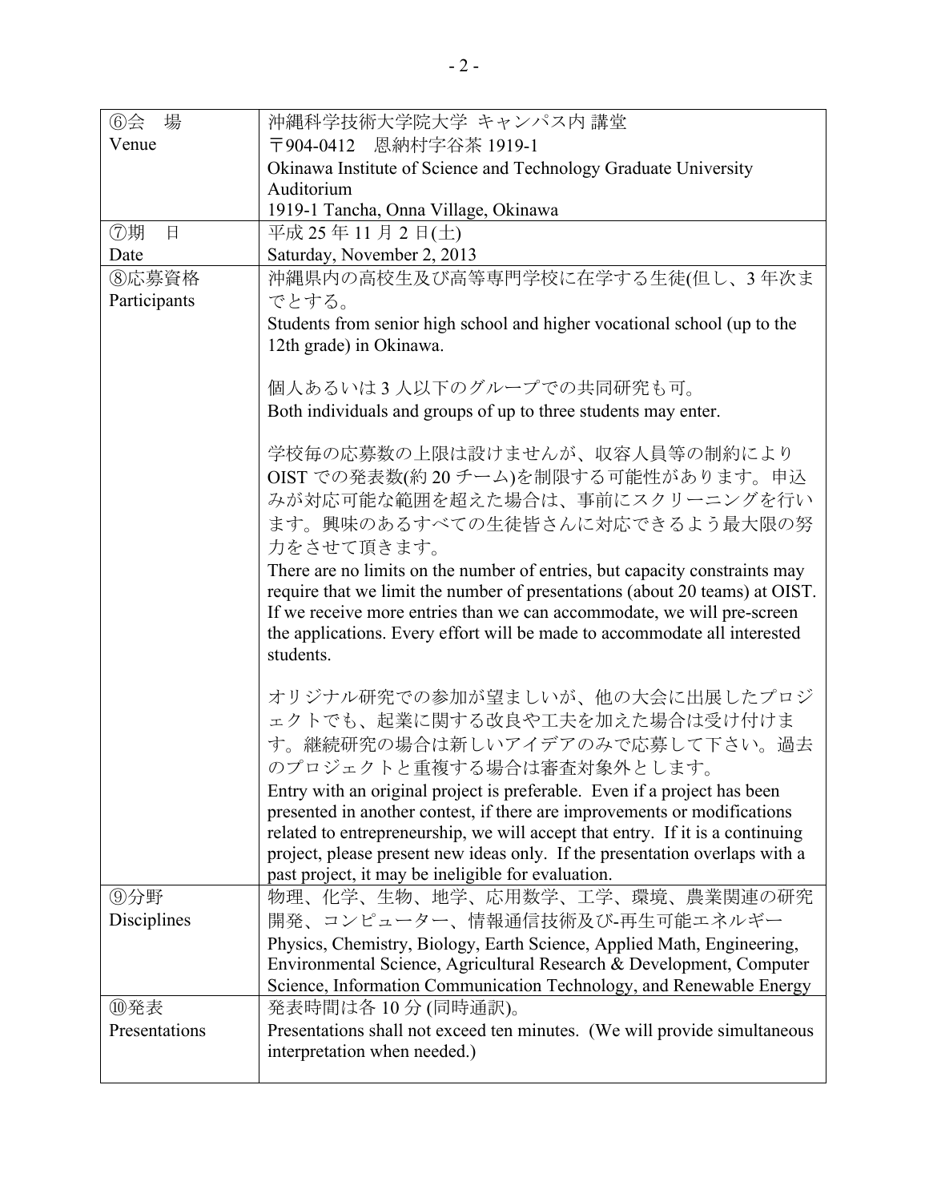| ⑥会　場<br>Venue | 沖縄科学技術大学院大学 キャンパス内 講堂<br>〒904-0412　恩納村字谷茶 1919-1<br>Okinawa Institute of Science and Technology Graduate University Auditorium<br>1919-1 Tancha, Onna Village, Okinawa |
|---|---|
| ⑦期　日<br>Date | 平成 25 年 11 月 2 日(土)<br>Saturday, November 2, 2013 |
| ⑧応募資格<br>Participants | 沖縄県内の高校生及び高等専門学校に在学する生徒(但し、3 年次までとする。<br>Students from senior high school and higher vocational school (up to the 12th grade) in Okinawa.<br><br>個人あるいは 3 人以下のグループでの共同研究も可。<br>Both individuals and groups of up to three students may enter.<br><br>学校毎の応募数の上限は設けませんが、収容人員等の制約により OIST での発表数(約 20 チーム)を制限する可能性があります。申込みが対応可能な範囲を超えた場合は、事前にスクリーニングを行います。興味のあるすべての生徒皆さんに対応できるよう最大限の努力をさせて頂きます。<br>There are no limits on the number of entries, but capacity constraints may require that we limit the number of presentations (about 20 teams) at OIST. If we receive more entries than we can accommodate, we will pre-screen the applications. Every effort will be made to accommodate all interested students.<br><br>オリジナル研究での参加が望ましいが、他の大会に出展したプロジェクトでも、起業に関する改良や工夫を加えた場合は受け付けます。継続研究の場合は新しいアイデアのみで応募して下さい。過去のプロジェクトと重複する場合は審査対象外とします。<br>Entry with an original project is preferable. Even if a project has been presented in another contest, if there are improvements or modifications related to entrepreneurship, we will accept that entry. If it is a continuing project, please present new ideas only. If the presentation overlaps with a past project, it may be ineligible for evaluation. |
| ⑨分野<br>Disciplines | 物理、化学、生物、地学、応用数学、工学、環境、農業関連の研究開発、コンピューター、情報通信技術及び-再生可能エネルギー<br>Physics, Chemistry, Biology, Earth Science, Applied Math, Engineering, Environmental Science, Agricultural Research & Development, Computer Science, Information Communication Technology, and Renewable Energy |
| ⑩発表<br>Presentations | 発表時間は各 10 分 (同時通訳)。<br>Presentations shall not exceed ten minutes. (We will provide simultaneous interpretation when needed.) |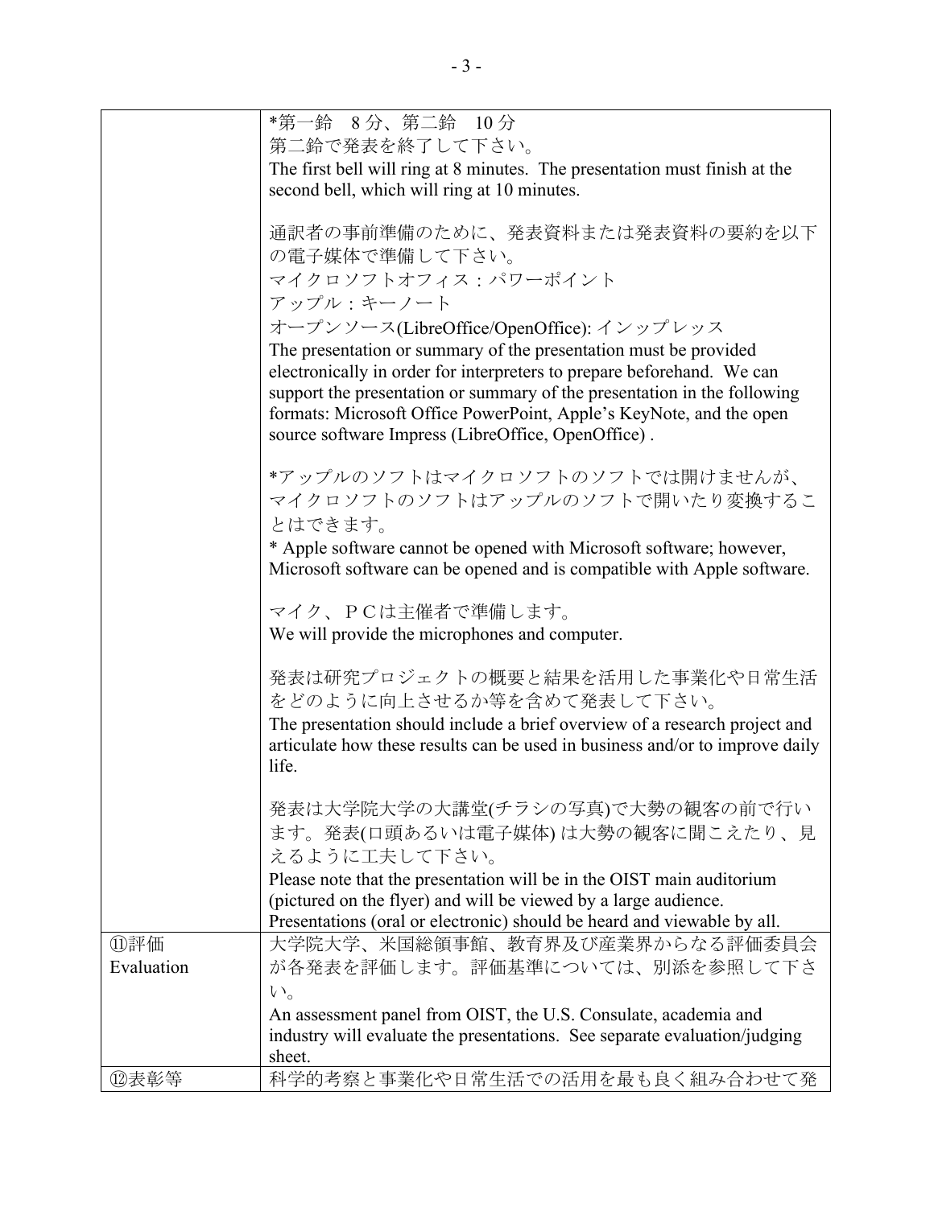| | |
|---|---|
| | *第一鈴　8分、第二鈴　10分<br>第二鈴で発表を終了して下さい。<br>The first bell will ring at 8 minutes. The presentation must finish at the second bell, which will ring at 10 minutes.<br><br>通訳者の事前準備のために、発表資料または発表資料の要約を以下の電子媒体で準備して下さい。<br>マイクロソフトオフィス：パワーポイント<br>アップル：キーノート<br>オープンソース(LibreOffice/OpenOffice): インップレッス<br>The presentation or summary of the presentation must be provided electronically in order for interpreters to prepare beforehand. We can support the presentation or summary of the presentation in the following formats: Microsoft Office PowerPoint, Apple's KeyNote, and the open source software Impress (LibreOffice, OpenOffice) .<br><br>*アップルのソフトはマイクロソフトのソフトでは開けませんが、マイクロソフトのソフトはアップルのソフトで開いたり変換することはできます。<br>* Apple software cannot be opened with Microsoft software; however, Microsoft software can be opened and is compatible with Apple software.<br><br>マイク、ＰＣは主催者で準備します。<br>We will provide the microphones and computer.<br><br>発表は研究プロジェクトの概要と結果を活用した事業化や日常生活をどのように向上させるか等を含めて発表して下さい。<br>The presentation should include a brief overview of a research project and articulate how these results can be used in business and/or to improve daily life.<br><br>発表は大学院大学の大講堂(チラシの写真)で大勢の観客の前で行います。発表(口頭あるいは電子媒体) は大勢の観客に聞こえたり、見えるように工夫して下さい。<br>Please note that the presentation will be in the OIST main auditorium (pictured on the flyer) and will be viewed by a large audience.<br>Presentations (oral or electronic) should be heard and viewable by all. |
| ⑪評価<br>Evaluation | 大学院大学、米国総領事館、教育界及び産業界からなる評価委員会が各発表を評価します。評価基準については、別添を参照して下さい。<br>An assessment panel from OIST, the U.S. Consulate, academia and industry will evaluate the presentations. See separate evaluation/judging sheet. |
| ⑫表彰等 | 科学的考察と事業化や日常生活での活用を最も良く組み合わせて発 |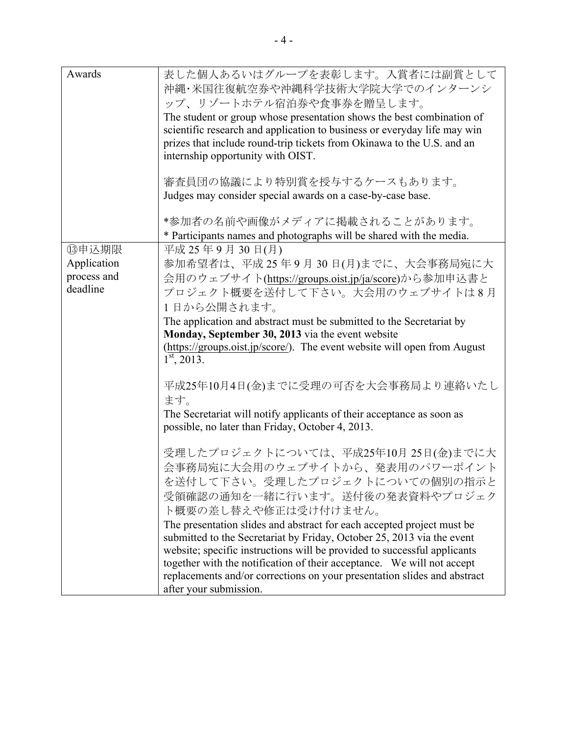| Awards | 表した個人あるいはグループを表彰します。入賞者には副賞として沖縄･米国往復航空券や沖縄科学技術大学院大学でのインターンシップ、リゾートホテル宿泊券や食事券を贈呈します。<br>The student or group whose presentation shows the best combination of scientific research and application to business or everyday life may win prizes that include round-trip tickets from Okinawa to the U.S. and an internship opportunity with OIST.<br><br>審査員団の協議により特別賞を授与するケースもあります。<br>Judges may consider special awards on a case-by-case base.<br><br>*参加者の名前や画像がメディアに掲載されることがあります。<br>* Participants names and photographs will be shared with the media. |
|---|---|
| ⑬申込期限<br>Application process and deadline | 平成 25 年 9 月 30 日(月)<br>参加希望者は、平成 25 年 9 月 30 日(月)までに、大会事務局宛に大会用のウェブサイト(https://groups.oist.jp/ja/score)から参加申込書とプロジェクト概要を送付して下さい。大会用のウェブサイトは 8 月 1 日から公開されます。<br>The application and abstract must be submitted to the Secretariat by **Monday, September 30, 2013** via the event website (https://groups.oist.jp/score/). The event website will open from August 1st, 2013.<br><br>平成25年10月4日(金)までに受理の可否を大会事務局より連絡いたします。<br>The Secretariat will notify applicants of their acceptance as soon as possible, no later than Friday, October 4, 2013.<br><br>受理したプロジェクトについては、平成25年10月 25日(金)までに大会事務局宛に大会用のウェブサイトから、発表用のパワーポイントを送付して下さい。受理したプロジェクトについての個別の指示と受領確認の通知を一緒に行います。送付後の発表資料やプロジェクト概要の差し替えや修正は受け付けません。<br>The presentation slides and abstract for each accepted project must be submitted to the Secretariat by Friday, October 25, 2013 via the event website; specific instructions will be provided to successful applicants together with the notification of their acceptance. We will not accept replacements and/or corrections on your presentation slides and abstract after your submission. |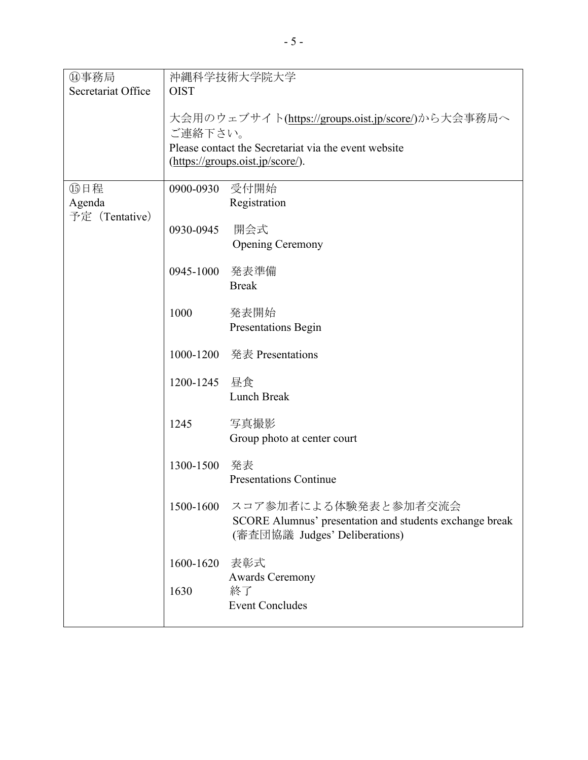| | |
|---|---|
| ⑭事務局<br>Secretariat Office | 沖縄科学技術大学院大学<br>OIST<br><br>大会用のウェブサイト(https://groups.oist.jp/score/)から大会事務局へご連絡下さい。<br>Please contact the Secretariat via the event website (https://groups.oist.jp/score/). |
| ⑮日程<br>Agenda<br>予定（Tentative） | 0900-0930　受付開始<br>Registration<br><br>0930-0945　開会式<br>Opening Ceremony<br><br>0945-1000　発表準備<br>Break<br><br>1000　発表開始<br>Presentations Begin<br><br>1000-1200　発表 Presentations<br><br>1200-1245　昼食<br>Lunch Break<br><br>1245　写真撮影<br>Group photo at center court<br><br>1300-1500　発表<br>Presentations Continue<br><br>1500-1600　スコア参加者による体験発表と参加者交流会<br>SCORE Alumnus' presentation and students exchange break<br>(審査団協議 Judges' Deliberations)<br><br>1600-1620　表彰式<br>Awards Ceremony<br>1630　終了<br>Event Concludes |